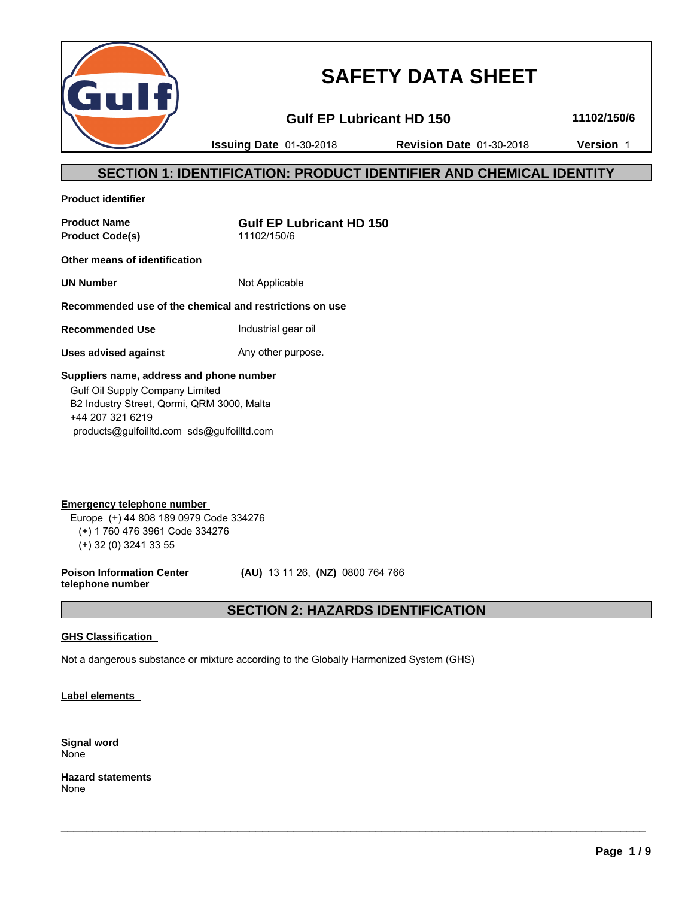# SAFETY DATA SHEET

**Gulf EP Lubricant HD 150** **11102/150/6**

**Issuing Date** 01-30-2018 **Revision Date** 01-30-2018 **Version** 1

## SECTION 1: IDENTIFICATION: PRODUCT IDENTIFIER AND CHEMICAL IDENTITY

**Product identifier**

| | |
|---|---|
| **Product Name** | **Gulf EP Lubricant HD 150** |
| **Product Code(s)** | 11102/150/6 |

**Other means of identification**

| | |
|---|---|
| **UN Number** | Not Applicable |

**Recommended use of the chemical and restrictions on use**

| | |
|---|---|
| **Recommended Use** | Industrial gear oil |
| **Uses advised against** | Any other purpose. |

**Suppliers name, address and phone number**

Gulf Oil Supply Company Limited
B2 Industry Street, Qormi, QRM 3000, Malta
+44 207 321 6219
products@gulfoilltd.com sds@gulfoilltd.com

**Emergency telephone number**

Europe (+) 44 808 189 0979 Code 334276
(+) 1 760 476 3961 Code 334276
(+) 32 (0) 3241 33 55

**Poison Information Center telephone number** **(AU)** 13 11 26, **(NZ)** 0800 764 766

## SECTION 2: HAZARDS IDENTIFICATION

**GHS Classification**

Not a dangerous substance or mixture according to the Globally Harmonized System (GHS)

**Label elements**

**Signal word**
None

**Hazard statements**
None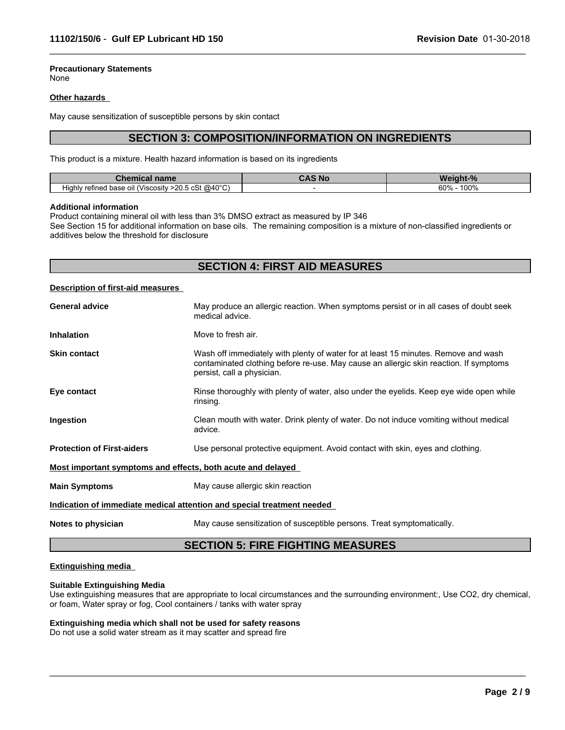**Precautionary Statements**
None

**Other hazards**

May cause sensitization of susceptible persons by skin contact

## SECTION 3: COMPOSITION/INFORMATION ON INGREDIENTS

This product is a mixture. Health hazard information is based on its ingredients

| Chemical name | CAS No | Weight-% |
|---|---|---|
| Highly refined base oil (Viscosity >20.5 cSt @40°C) | - | 60% - 100% |

**Additional information**
Product containing mineral oil with less than 3% DMSO extract as measured by IP 346
See Section 15 for additional information on base oils. The remaining composition is a mixture of non-classified ingredients or additives below the threshold for disclosure

## SECTION 4: FIRST AID MEASURES

**Description of first-aid measures**

**General advice** May produce an allergic reaction. When symptoms persist or in all cases of doubt seek medical advice.

**Inhalation** Move to fresh air.

**Skin contact** Wash off immediately with plenty of water for at least 15 minutes. Remove and wash contaminated clothing before re-use. May cause an allergic skin reaction. If symptoms persist, call a physician.

**Eye contact** Rinse thoroughly with plenty of water, also under the eyelids. Keep eye wide open while rinsing.

**Ingestion** Clean mouth with water. Drink plenty of water. Do not induce vomiting without medical advice.

**Protection of First-aiders** Use personal protective equipment. Avoid contact with skin, eyes and clothing.

**Most important symptoms and effects, both acute and delayed**

**Main Symptoms** May cause allergic skin reaction

**Indication of immediate medical attention and special treatment needed**

**Notes to physician** May cause sensitization of susceptible persons. Treat symptomatically.

## SECTION 5: FIRE FIGHTING MEASURES

**Extinguishing media**

**Suitable Extinguishing Media**
Use extinguishing measures that are appropriate to local circumstances and the surrounding environment:, Use $CO_2$, dry chemical, or foam, Water spray or fog, Cool containers / tanks with water spray

**Extinguishing media which shall not be used for safety reasons**
Do not use a solid water stream as it may scatter and spread fire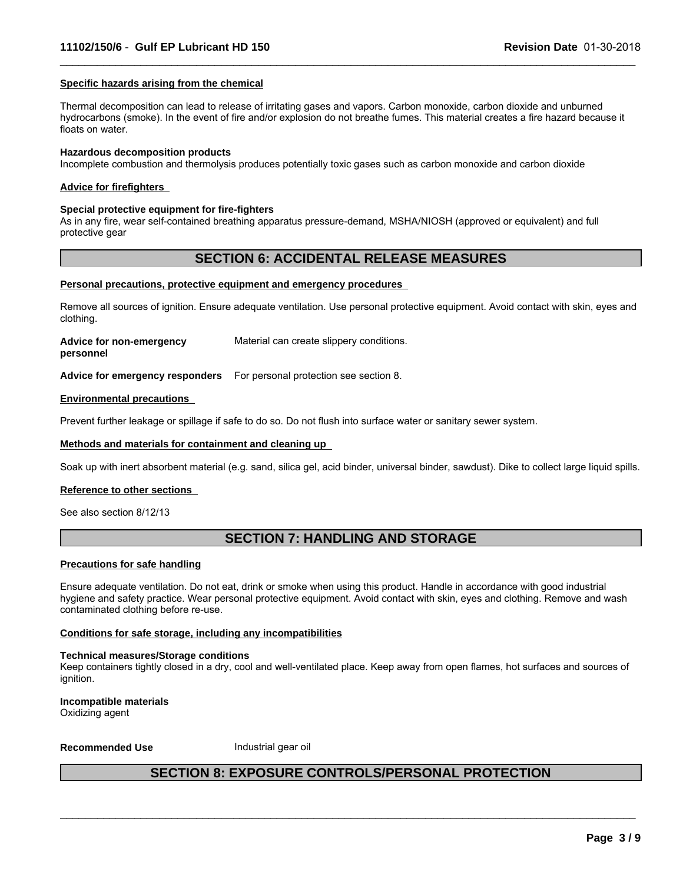**Specific hazards arising from the chemical**

Thermal decomposition can lead to release of irritating gases and vapors. Carbon monoxide, carbon dioxide and unburned hydrocarbons (smoke). In the event of fire and/or explosion do not breathe fumes. This material creates a fire hazard because it floats on water.

**Hazardous decomposition products**
Incomplete combustion and thermolysis produces potentially toxic gases such as carbon monoxide and carbon dioxide

**Advice for firefighters**

**Special protective equipment for fire-fighters**
As in any fire, wear self-contained breathing apparatus pressure-demand, MSHA/NIOSH (approved or equivalent) and full protective gear

## SECTION 6: ACCIDENTAL RELEASE MEASURES

**Personal precautions, protective equipment and emergency procedures**

Remove all sources of ignition. Ensure adequate ventilation. Use personal protective equipment. Avoid contact with skin, eyes and clothing.

**Advice for non-emergency personnel** Material can create slippery conditions.

**Advice for emergency responders** For personal protection see section 8.

**Environmental precautions**

Prevent further leakage or spillage if safe to do so. Do not flush into surface water or sanitary sewer system.

**Methods and materials for containment and cleaning up**

Soak up with inert absorbent material (e.g. sand, silica gel, acid binder, universal binder, sawdust). Dike to collect large liquid spills.

**Reference to other sections**

See also section 8/12/13

## SECTION 7: HANDLING AND STORAGE

**Precautions for safe handling**

Ensure adequate ventilation. Do not eat, drink or smoke when using this product. Handle in accordance with good industrial hygiene and safety practice. Wear personal protective equipment. Avoid contact with skin, eyes and clothing. Remove and wash contaminated clothing before re-use.

**Conditions for safe storage, including any incompatibilities**

**Technical measures/Storage conditions**
Keep containers tightly closed in a dry, cool and well-ventilated place. Keep away from open flames, hot surfaces and sources of ignition.

**Incompatible materials**
Oxidizing agent

**Recommended Use** Industrial gear oil

## SECTION 8: EXPOSURE CONTROLS/PERSONAL PROTECTION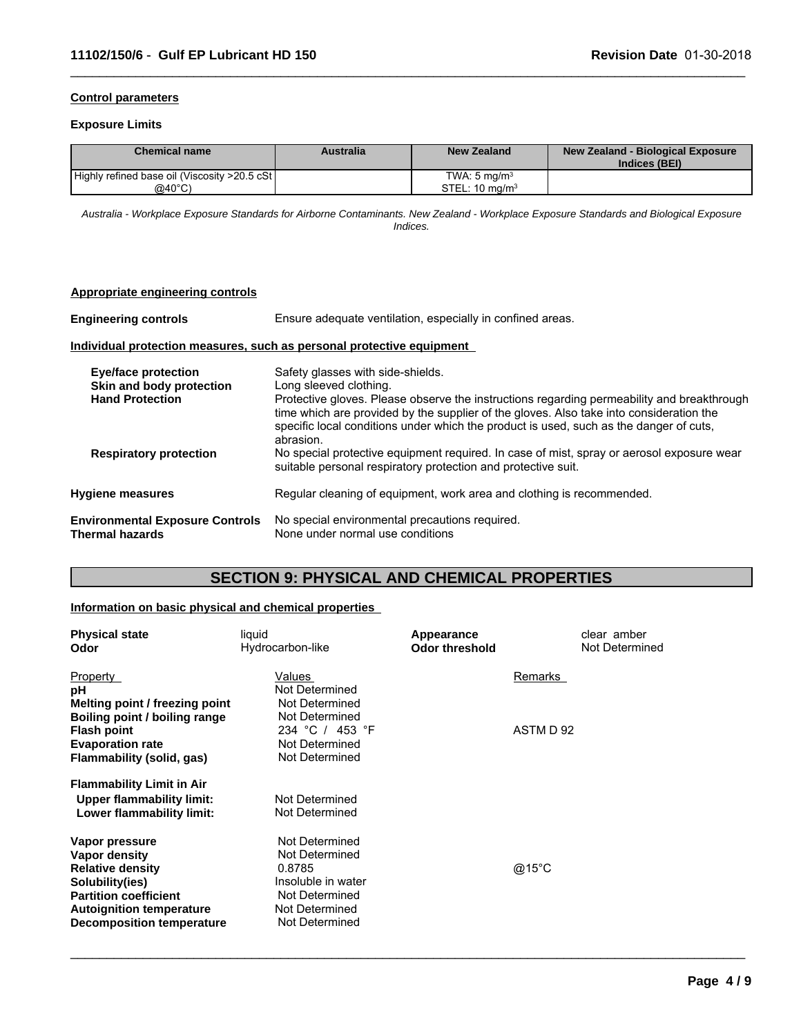**Control parameters**

**Exposure Limits**

| Chemical name | Australia | New Zealand | New Zealand - Biological Exposure Indices (BEI) |
|---|---|---|---|
| Highly refined base oil (Viscosity >20.5 cSt @40°C) | | TWA: 5 mg/m$^3$<br>STEL: 10 mg/m$^3$ | |

*Australia - Workplace Exposure Standards for Airborne Contaminants. New Zealand - Workplace Exposure Standards and Biological Exposure Indices.*

**Appropriate engineering controls**

**Engineering controls** Ensure adequate ventilation, especially in confined areas.

**Individual protection measures, such as personal protective equipment**

**Eye/face protection** Safety glasses with side-shields.

**Skin and body protection** Long sleeved clothing.

**Hand Protection** Protective gloves. Please observe the instructions regarding permeability and breakthrough time which are provided by the supplier of the gloves. Also take into consideration the specific local conditions under which the product is used, such as the danger of cuts, abrasion.

**Respiratory protection** No special protective equipment required. In case of mist, spray or aerosol exposure wear suitable personal respiratory protection and protective suit.

**Hygiene measures** Regular cleaning of equipment, work area and clothing is recommended.

**Environmental Exposure Controls** No special environmental precautions required.

**Thermal hazards** None under normal use conditions

## SECTION 9: PHYSICAL AND CHEMICAL PROPERTIES

**Information on basic physical and chemical properties**

**Physical state** liquid

**Odor** Hydrocarbon-like

**Appearance** clear amber

**Odor threshold** Not Determined

| Property | Values | Remarks |
|---|---|---|
| **pH** | Not Determined | |
| **Melting point / freezing point** | Not Determined | |
| **Boiling point / boiling range** | Not Determined | |
| **Flash point** | 234 °C / 453 °F | ASTM D 92 |
| **Evaporation rate** | Not Determined | |
| **Flammability (solid, gas)** | Not Determined | |
| **Flammability Limit in Air** | | |
| **Upper flammability limit:** | Not Determined | |
| **Lower flammability limit:** | Not Determined | |
| **Vapor pressure** | Not Determined | |
| **Vapor density** | Not Determined | |
| **Relative density** | 0.8785 | @15°C |
| **Solubility(ies)** | Insoluble in water | |
| **Partition coefficient** | Not Determined | |
| **Autoignition temperature** | Not Determined | |
| **Decomposition temperature** | Not Determined | |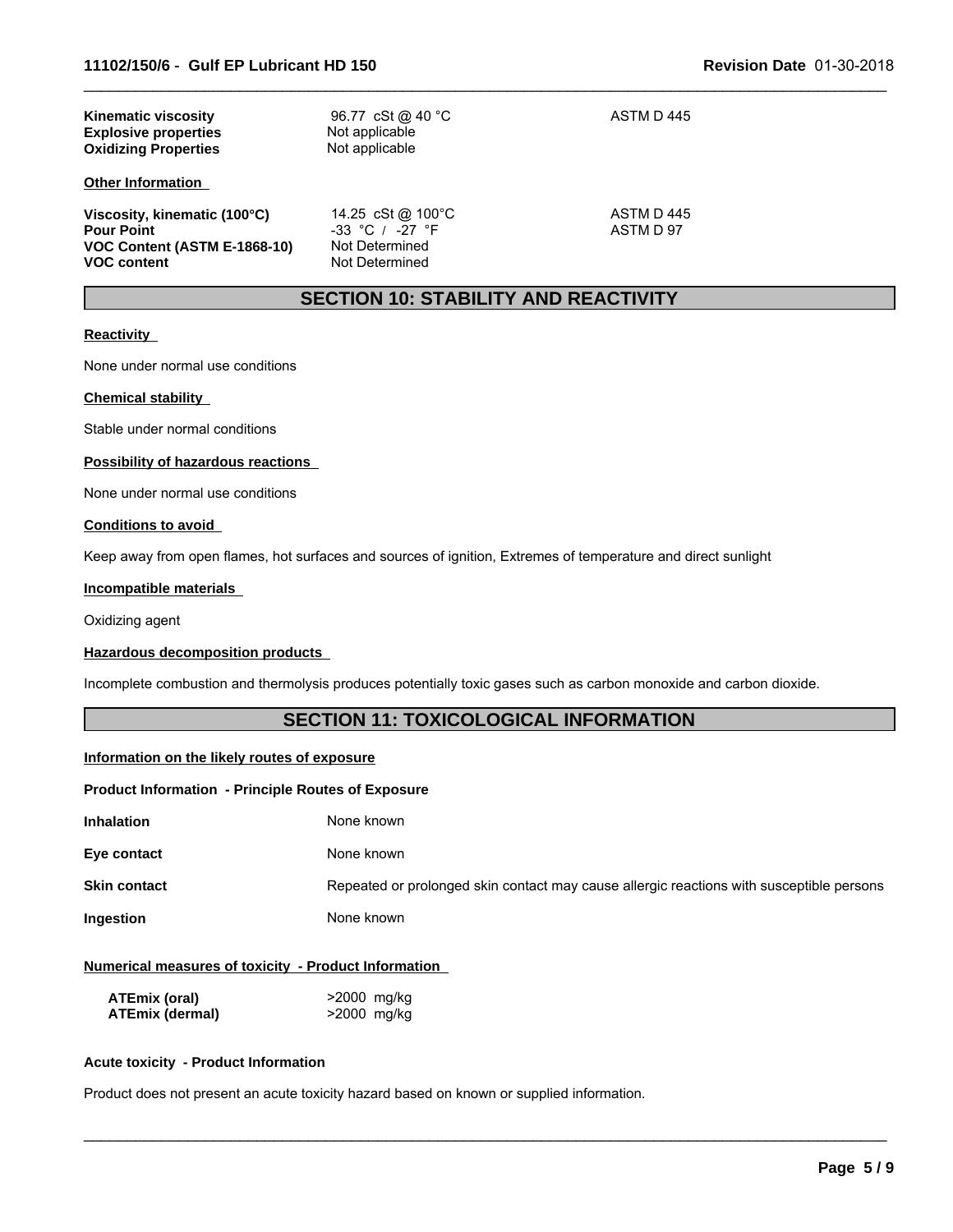| | | |
|---|---|---|
| **Kinematic viscosity** | 96.77 cSt @ 40 °C | ASTM D 445 |
| **Explosive properties** | Not applicable | |
| **Oxidizing Properties** | Not applicable | |

**Other Information**

| | | |
|---|---|---|
| **Viscosity, kinematic (100°C)** | 14.25 cSt @ 100°C | ASTM D 445 |
| **Pour Point** | -33 °C / -27 °F | ASTM D 97 |
| **VOC Content (ASTM E-1868-10)** | Not Determined | |
| **VOC content** | Not Determined | |

## SECTION 10: STABILITY AND REACTIVITY

**Reactivity**

None under normal use conditions

**Chemical stability**

Stable under normal conditions

**Possibility of hazardous reactions**

None under normal use conditions

**Conditions to avoid**

Keep away from open flames, hot surfaces and sources of ignition, Extremes of temperature and direct sunlight

**Incompatible materials**

Oxidizing agent

**Hazardous decomposition products**

Incomplete combustion and thermolysis produces potentially toxic gases such as carbon monoxide and carbon dioxide.

## SECTION 11: TOXICOLOGICAL INFORMATION

**Information on the likely routes of exposure**

**Product Information - Principle Routes of Exposure**

| | |
|---|---|
| **Inhalation** | None known |
| **Eye contact** | None known |
| **Skin contact** | Repeated or prolonged skin contact may cause allergic reactions with susceptible persons |
| **Ingestion** | None known |

**Numerical measures of toxicity - Product Information**

| | |
|---|---|
| **ATEmix (oral)** | >2000 mg/kg |
| **ATEmix (dermal)** | >2000 mg/kg |

**Acute toxicity - Product Information**

Product does not present an acute toxicity hazard based on known or supplied information.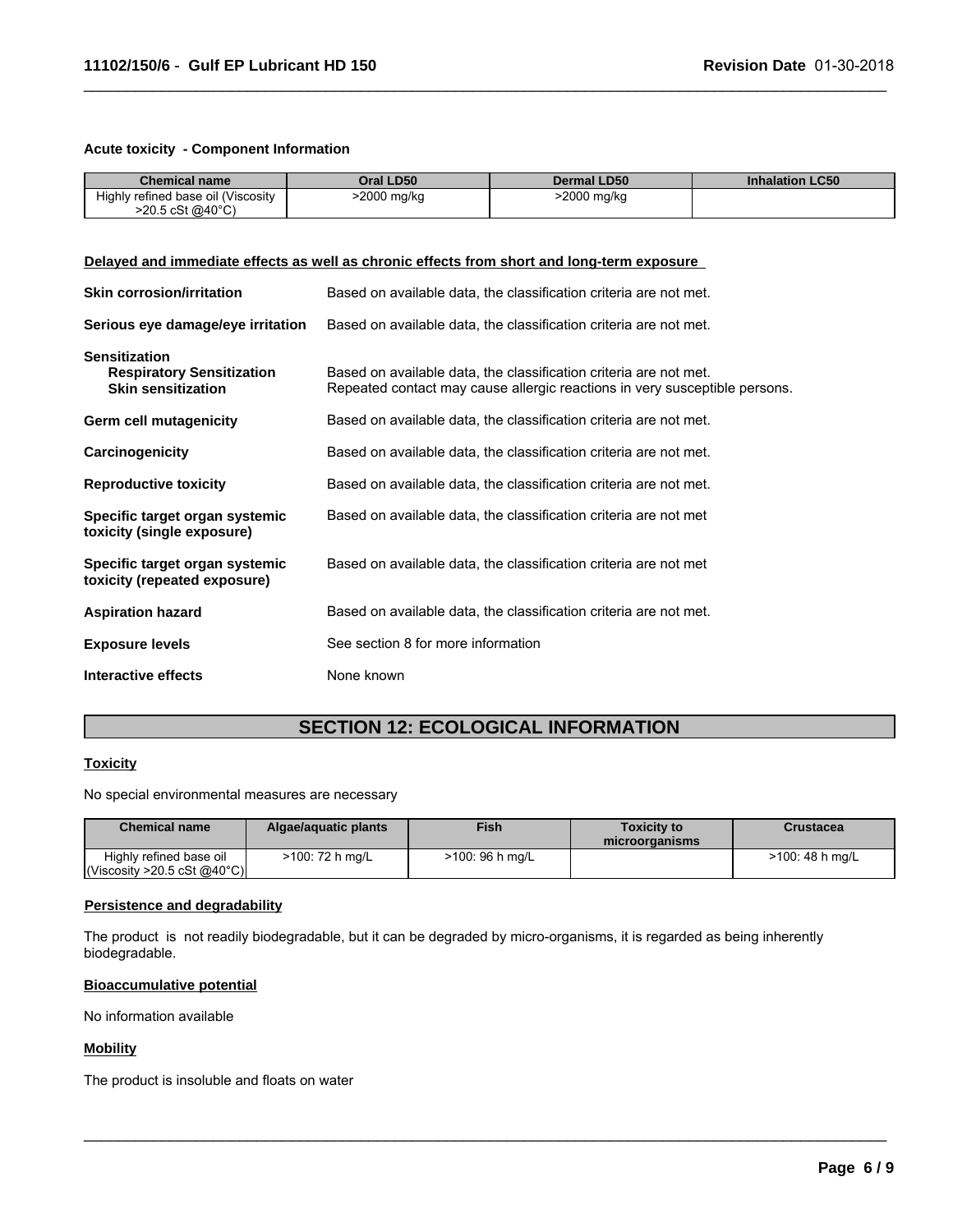### Acute toxicity - Component Information

| Chemical name | Oral LD50 | Dermal LD50 | Inhalation LC50 |
|---|---|---|---|
| Highly refined base oil (Viscosity >20.5 cSt @40°C) | >2000 mg/kg | >2000 mg/kg | |

### Delayed and immediate effects as well as chronic effects from short and long-term exposure

**Skin corrosion/irritation** — Based on available data, the classification criteria are not met.

**Serious eye damage/eye irritation** — Based on available data, the classification criteria are not met.

**Sensitization**
- **Respiratory Sensitization** — Based on available data, the classification criteria are not met.
- **Skin sensitization** — Repeated contact may cause allergic reactions in very susceptible persons.

**Germ cell mutagenicity** — Based on available data, the classification criteria are not met.

**Carcinogenicity** — Based on available data, the classification criteria are not met.

**Reproductive toxicity** — Based on available data, the classification criteria are not met.

**Specific target organ systemic toxicity (single exposure)** — Based on available data, the classification criteria are not met

**Specific target organ systemic toxicity (repeated exposure)** — Based on available data, the classification criteria are not met

**Aspiration hazard** — Based on available data, the classification criteria are not met.

**Exposure levels** — See section 8 for more information

**Interactive effects** — None known

## SECTION 12: ECOLOGICAL INFORMATION

### Toxicity

No special environmental measures are necessary

| Chemical name | Algae/aquatic plants | Fish | Toxicity to microorganisms | Crustacea |
|---|---|---|---|---|
| Highly refined base oil (Viscosity >20.5 cSt @40°C) | >100: 72 h mg/L | >100: 96 h mg/L | | >100: 48 h mg/L |

### Persistence and degradability

The product is not readily biodegradable, but it can be degraded by micro-organisms, it is regarded as being inherently biodegradable.

### Bioaccumulative potential

No information available

### Mobility

The product is insoluble and floats on water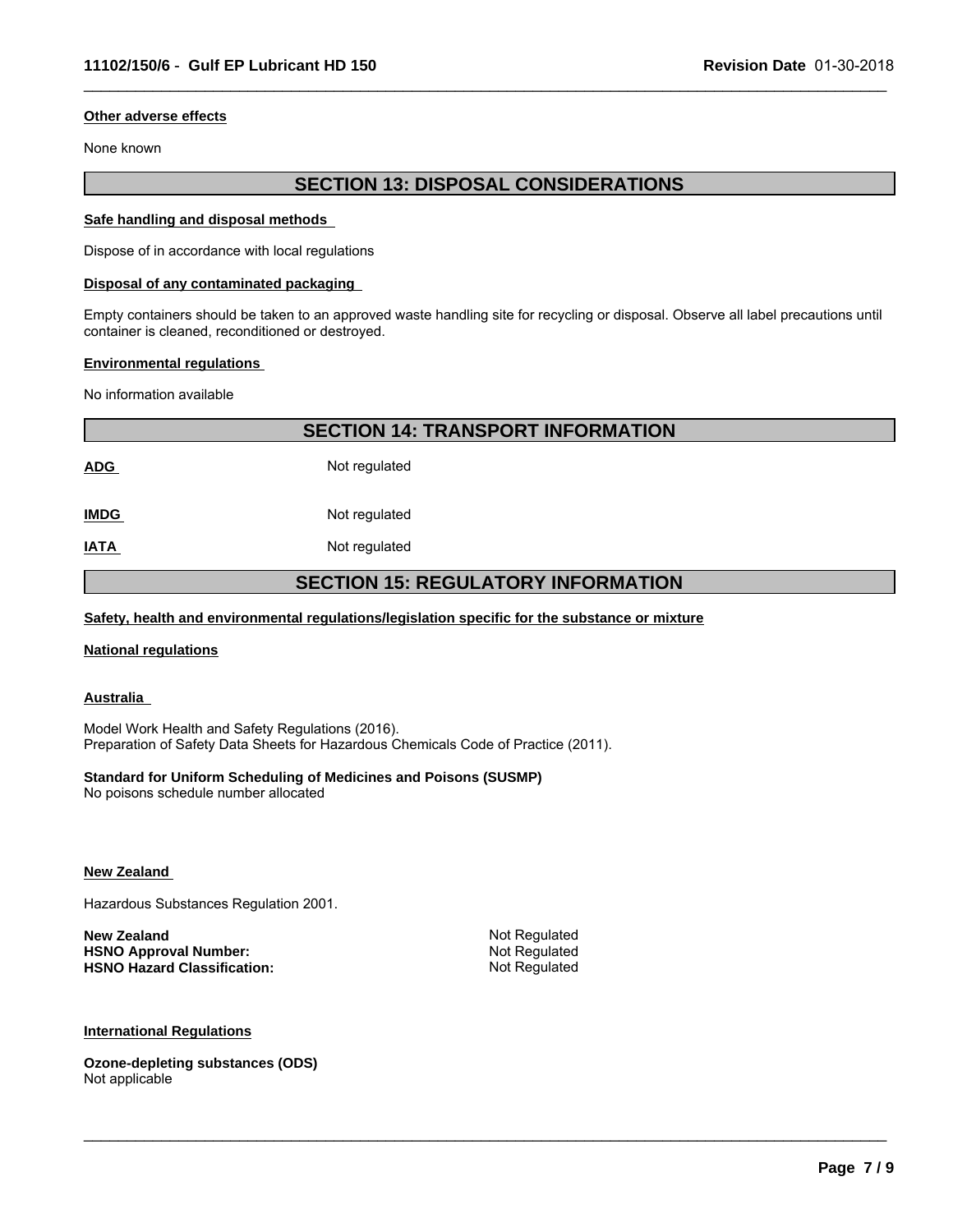#### Other adverse effects

None known

## SECTION 13: DISPOSAL CONSIDERATIONS

#### Safe handling and disposal methods

Dispose of in accordance with local regulations

#### Disposal of any contaminated packaging

Empty containers should be taken to an approved waste handling site for recycling or disposal. Observe all label precautions until container is cleaned, reconditioned or destroyed.

#### Environmental regulations

No information available

## SECTION 14: TRANSPORT INFORMATION

| | |
|---|---|
| **ADG** | Not regulated |
| **IMDG** | Not regulated |
| **IATA** | Not regulated |

## SECTION 15: REGULATORY INFORMATION

#### Safety, health and environmental regulations/legislation specific for the substance or mixture

#### National regulations

#### Australia

Model Work Health and Safety Regulations (2016).
Preparation of Safety Data Sheets for Hazardous Chemicals Code of Practice (2011).

**Standard for Uniform Scheduling of Medicines and Poisons (SUSMP)**
No poisons schedule number allocated

#### New Zealand

Hazardous Substances Regulation 2001.

| | |
|---|---|
| **New Zealand** | Not Regulated |
| **HSNO Approval Number:** | Not Regulated |
| **HSNO Hazard Classification:** | Not Regulated |

#### International Regulations

**Ozone-depleting substances (ODS)**
Not applicable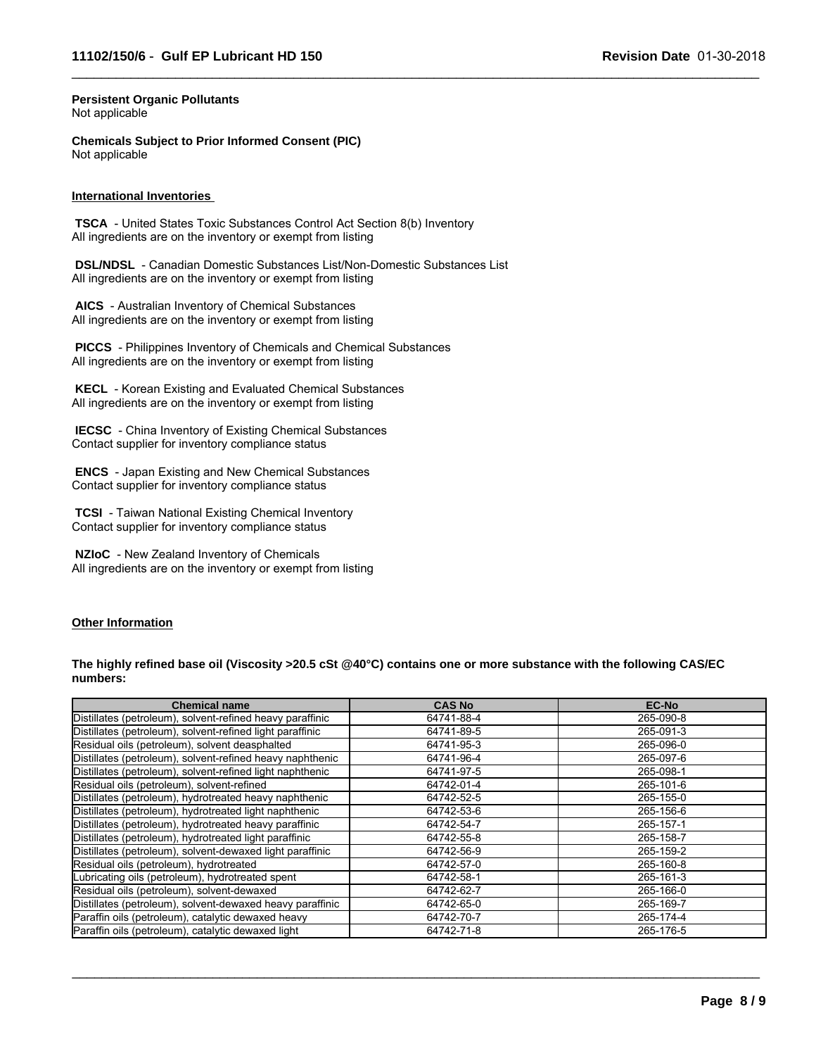**Persistent Organic Pollutants**
Not applicable

**Chemicals Subject to Prior Informed Consent (PIC)**
Not applicable

**International Inventories**

**TSCA** - United States Toxic Substances Control Act Section 8(b) Inventory
All ingredients are on the inventory or exempt from listing

**DSL/NDSL** - Canadian Domestic Substances List/Non-Domestic Substances List
All ingredients are on the inventory or exempt from listing

**AICS** - Australian Inventory of Chemical Substances
All ingredients are on the inventory or exempt from listing

**PICCS** - Philippines Inventory of Chemicals and Chemical Substances
All ingredients are on the inventory or exempt from listing

**KECL** - Korean Existing and Evaluated Chemical Substances
All ingredients are on the inventory or exempt from listing

**IECSC** - China Inventory of Existing Chemical Substances
Contact supplier for inventory compliance status

**ENCS** - Japan Existing and New Chemical Substances
Contact supplier for inventory compliance status

**TCSI** - Taiwan National Existing Chemical Inventory
Contact supplier for inventory compliance status

**NZIoC** - New Zealand Inventory of Chemicals
All ingredients are on the inventory or exempt from listing

**Other Information**

**The highly refined base oil (Viscosity >20.5 cSt @40°C) contains one or more substance with the following CAS/EC numbers:**

| Chemical name | CAS No | EC-No |
|---|---|---|
| Distillates (petroleum), solvent-refined heavy paraffinic | 64741-88-4 | 265-090-8 |
| Distillates (petroleum), solvent-refined light paraffinic | 64741-89-5 | 265-091-3 |
| Residual oils (petroleum), solvent deasphalted | 64741-95-3 | 265-096-0 |
| Distillates (petroleum), solvent-refined heavy naphthenic | 64741-96-4 | 265-097-6 |
| Distillates (petroleum), solvent-refined light naphthenic | 64741-97-5 | 265-098-1 |
| Residual oils (petroleum), solvent-refined | 64742-01-4 | 265-101-6 |
| Distillates (petroleum), hydrotreated heavy naphthenic | 64742-52-5 | 265-155-0 |
| Distillates (petroleum), hydrotreated light naphthenic | 64742-53-6 | 265-156-6 |
| Distillates (petroleum), hydrotreated heavy paraffinic | 64742-54-7 | 265-157-1 |
| Distillates (petroleum), hydrotreated light paraffinic | 64742-55-8 | 265-158-7 |
| Distillates (petroleum), solvent-dewaxed light paraffinic | 64742-56-9 | 265-159-2 |
| Residual oils (petroleum), hydrotreated | 64742-57-0 | 265-160-8 |
| Lubricating oils (petroleum), hydrotreated spent | 64742-58-1 | 265-161-3 |
| Residual oils (petroleum), solvent-dewaxed | 64742-62-7 | 265-166-0 |
| Distillates (petroleum), solvent-dewaxed heavy paraffinic | 64742-65-0 | 265-169-7 |
| Paraffin oils (petroleum), catalytic dewaxed heavy | 64742-70-7 | 265-174-4 |
| Paraffin oils (petroleum), catalytic dewaxed light | 64742-71-8 | 265-176-5 |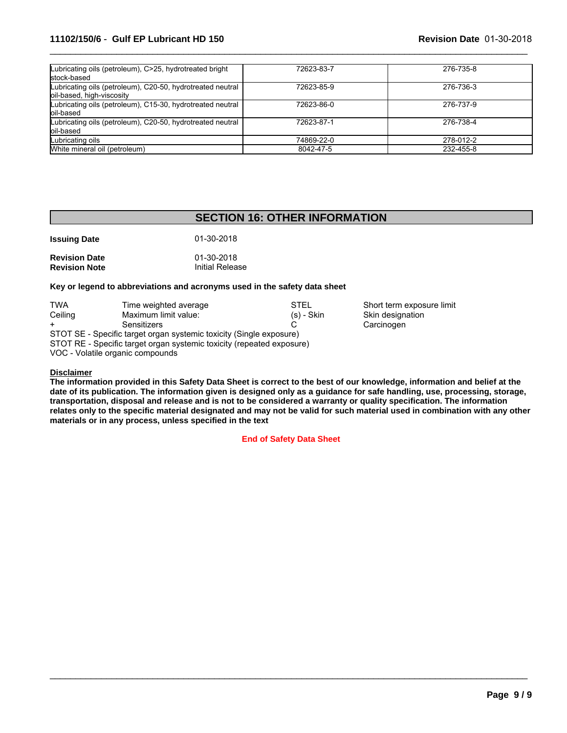| | | |
|---|---|---|
| Lubricating oils (petroleum), C>25, hydrotreated bright stock-based | 72623-83-7 | 276-735-8 |
| Lubricating oils (petroleum), C20-50, hydrotreated neutral oil-based, high-viscosity | 72623-85-9 | 276-736-3 |
| Lubricating oils (petroleum), C15-30, hydrotreated neutral oil-based | 72623-86-0 | 276-737-9 |
| Lubricating oils (petroleum), C20-50, hydrotreated neutral oil-based | 72623-87-1 | 276-738-4 |
| Lubricating oils | 74869-22-0 | 278-012-2 |
| White mineral oil (petroleum) | 8042-47-5 | 232-455-8 |

## SECTION 16: OTHER INFORMATION

**Issuing Date** 01-30-2018

**Revision Date** 01-30-2018
**Revision Note** Initial Release

**Key or legend to abbreviations and acronyms used in the safety data sheet**

| | | | |
|---|---|---|---|
| TWA | Time weighted average | STEL | Short term exposure limit |
| Ceiling | Maximum limit value: | (s) - Skin | Skin designation |
| + | Sensitizers | C | Carcinogen |

STOT SE - Specific target organ systemic toxicity (Single exposure)
STOT RE - Specific target organ systemic toxicity (repeated exposure)
VOC - Volatile organic compounds

**Disclaimer**
**The information provided in this Safety Data Sheet is correct to the best of our knowledge, information and belief at the date of its publication. The information given is designed only as a guidance for safe handling, use, processing, storage, transportation, disposal and release and is not to be considered a warranty or quality specification. The information relates only to the specific material designated and may not be valid for such material used in combination with any other materials or in any process, unless specified in the text**

**End of Safety Data Sheet**